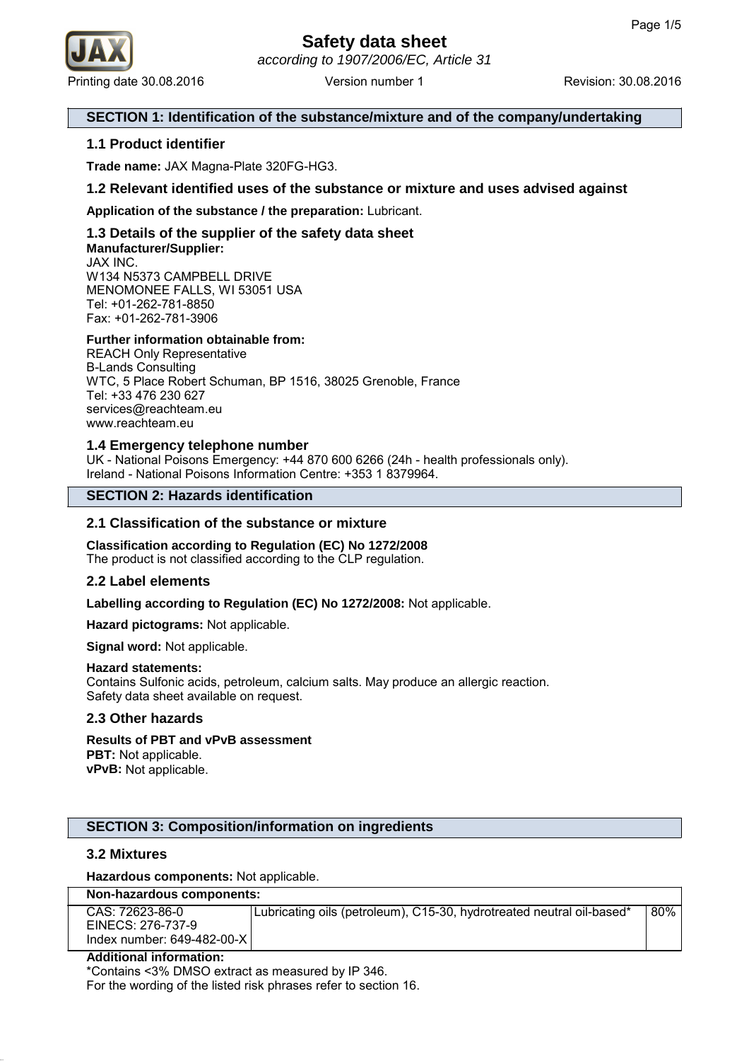# Safety data sheet

*according to 1907/2006/EC, Article 31*

Printing date 30.08.2016 Version number 1 Revision: 30.08.2016

## SECTION 1: Identification of the substance/mixture and of the company/undertaking

### 1.1 Product identifier

**Trade name:** JAX Magna-Plate 320FG-HG3.

### 1.2 Relevant identified uses of the substance or mixture and uses advised against

**Application of the substance / the preparation:** Lubricant.

### 1.3 Details of the supplier of the safety data sheet

**Manufacturer/Supplier:**
JAX INC.
W134 N5373 CAMPBELL DRIVE
MENOMONEE FALLS, WI 53051 USA
Tel: +01-262-781-8850
Fax: +01-262-781-3906

**Further information obtainable from:**
REACH Only Representative
B-Lands Consulting
WTC, 5 Place Robert Schuman, BP 1516, 38025 Grenoble, France
Tel: +33 476 230 627
services@reachteam.eu
www.reachteam.eu

### 1.4 Emergency telephone number

UK - National Poisons Emergency: +44 870 600 6266 (24h - health professionals only).
Ireland - National Poisons Information Centre: +353 1 8379964.

## SECTION 2: Hazards identification

### 2.1 Classification of the substance or mixture

**Classification according to Regulation (EC) No 1272/2008**
The product is not classified according to the CLP regulation.

### 2.2 Label elements

**Labelling according to Regulation (EC) No 1272/2008:** Not applicable.

**Hazard pictograms:** Not applicable.

**Signal word:** Not applicable.

**Hazard statements:**
Contains Sulfonic acids, petroleum, calcium salts. May produce an allergic reaction.
Safety data sheet available on request.

### 2.3 Other hazards

**Results of PBT and vPvB assessment**
**PBT:** Not applicable.
**vPvB:** Not applicable.

## SECTION 3: Composition/information on ingredients

### 3.2 Mixtures

**Hazardous components:** Not applicable.

| Non-hazardous components: | | |
|---|---|---|
| CAS: 72623-86-0<br>EINECS: 276-737-9<br>Index number: 649-482-00-X | Lubricating oils (petroleum), C15-30, hydrotreated neutral oil-based* | 80% |

**Additional information:**
*Contains <3% DMSO extract as measured by IP 346.
For the wording of the listed risk phrases refer to section 16.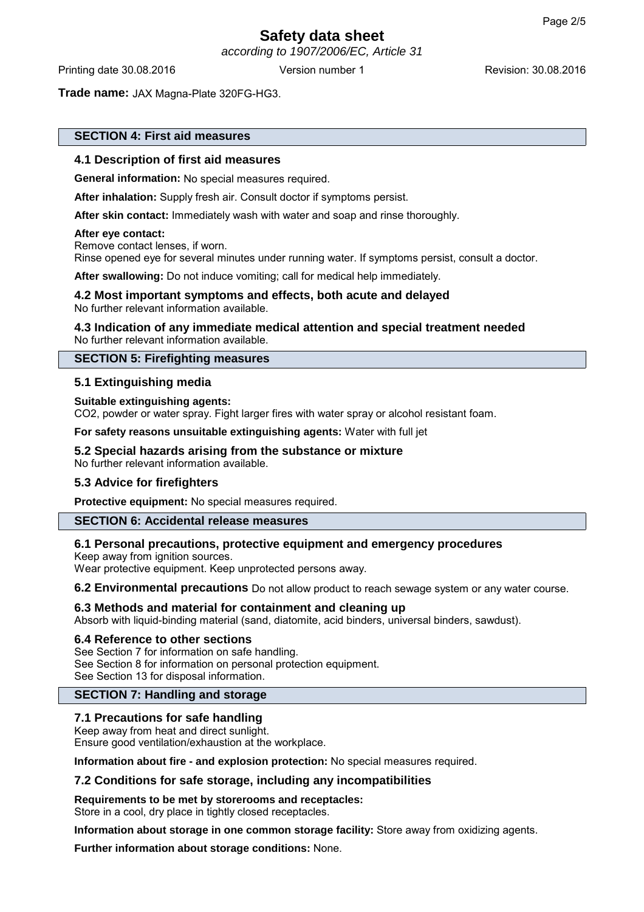**Trade name:** JAX Magna-Plate 320FG-HG3.

## SECTION 4: First aid measures

### 4.1 Description of first aid measures

**General information:** No special measures required.

**After inhalation:** Supply fresh air. Consult doctor if symptoms persist.

**After skin contact:** Immediately wash with water and soap and rinse thoroughly.

**After eye contact:**
Remove contact lenses, if worn.
Rinse opened eye for several minutes under running water. If symptoms persist, consult a doctor.

**After swallowing:** Do not induce vomiting; call for medical help immediately.

### 4.2 Most important symptoms and effects, both acute and delayed
No further relevant information available.

### 4.3 Indication of any immediate medical attention and special treatment needed
No further relevant information available.

## SECTION 5: Firefighting measures

### 5.1 Extinguishing media

**Suitable extinguishing agents:**
$CO_2$, powder or water spray. Fight larger fires with water spray or alcohol resistant foam.

**For safety reasons unsuitable extinguishing agents:** Water with full jet

### 5.2 Special hazards arising from the substance or mixture
No further relevant information available.

### 5.3 Advice for firefighters

**Protective equipment:** No special measures required.

## SECTION 6: Accidental release measures

### 6.1 Personal precautions, protective equipment and emergency procedures
Keep away from ignition sources.
Wear protective equipment. Keep unprotected persons away.

### 6.2 Environmental precautions
Do not allow product to reach sewage system or any water course.

### 6.3 Methods and material for containment and cleaning up
Absorb with liquid-binding material (sand, diatomite, acid binders, universal binders, sawdust).

### 6.4 Reference to other sections
See Section 7 for information on safe handling.
See Section 8 for information on personal protection equipment.
See Section 13 for disposal information.

## SECTION 7: Handling and storage

### 7.1 Precautions for safe handling
Keep away from heat and direct sunlight.
Ensure good ventilation/exhaustion at the workplace.

**Information about fire - and explosion protection:** No special measures required.

### 7.2 Conditions for safe storage, including any incompatibilities

**Requirements to be met by storerooms and receptacles:**
Store in a cool, dry place in tightly closed receptacles.

**Information about storage in one common storage facility:** Store away from oxidizing agents.

**Further information about storage conditions:** None.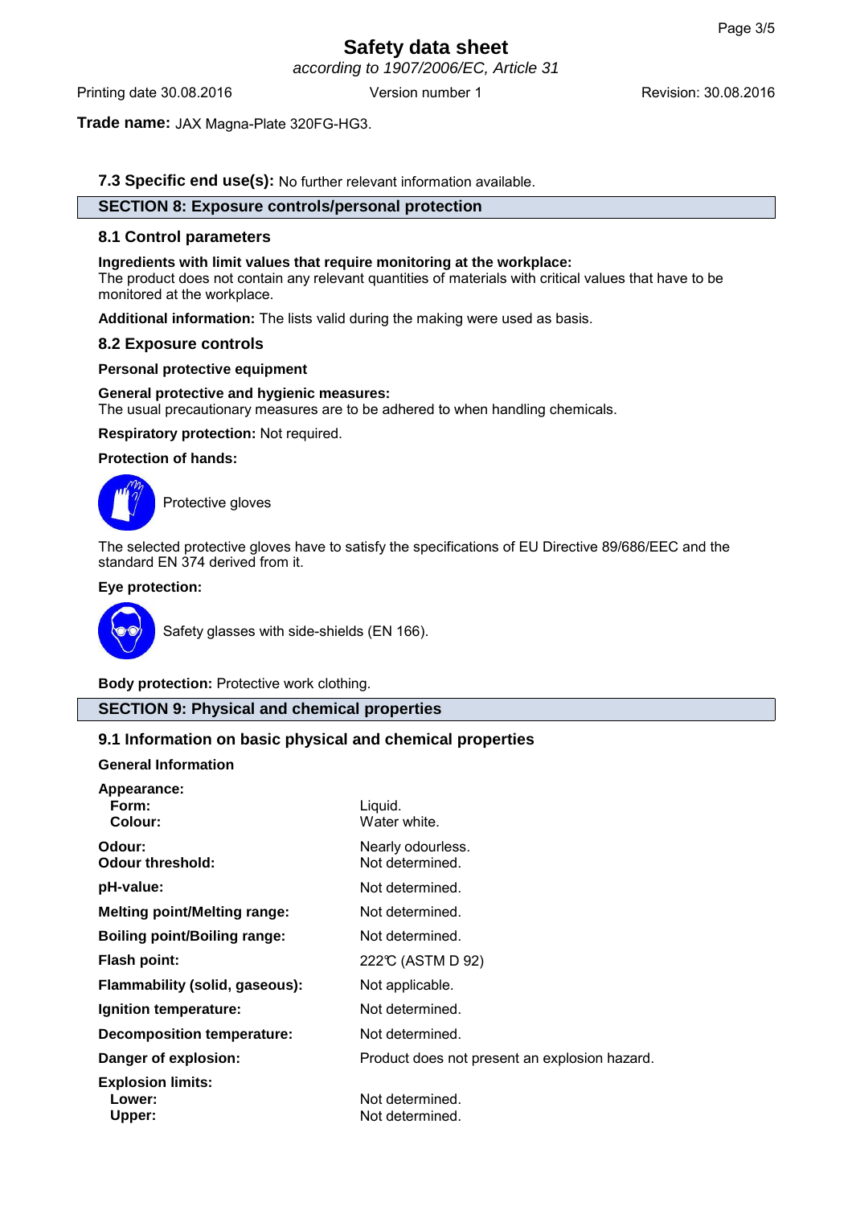**Trade name:** JAX Magna-Plate 320FG-HG3.

**7.3 Specific end use(s):** No further relevant information available.

## SECTION 8: Exposure controls/personal protection

### 8.1 Control parameters

**Ingredients with limit values that require monitoring at the workplace:**
The product does not contain any relevant quantities of materials with critical values that have to be monitored at the workplace.

**Additional information:** The lists valid during the making were used as basis.

### 8.2 Exposure controls

**Personal protective equipment**

**General protective and hygienic measures:**
The usual precautionary measures are to be adhered to when handling chemicals.

**Respiratory protection:** Not required.

**Protection of hands:**

Protective gloves

The selected protective gloves have to satisfy the specifications of EU Directive 89/686/EEC and the standard EN 374 derived from it.

**Eye protection:**

Safety glasses with side-shields (EN 166).

**Body protection:** Protective work clothing.

## SECTION 9: Physical and chemical properties

### 9.1 Information on basic physical and chemical properties

**General Information**

| | |
|---|---|
| **Appearance:** | |
| **Form:** | Liquid. |
| **Colour:** | Water white. |
| **Odour:** | Nearly odourless. |
| **Odour threshold:** | Not determined. |
| **pH-value:** | Not determined. |
| **Melting point/Melting range:** | Not determined. |
| **Boiling point/Boiling range:** | Not determined. |
| **Flash point:** | 222°C (ASTM D 92) |
| **Flammability (solid, gaseous):** | Not applicable. |
| **Ignition temperature:** | Not determined. |
| **Decomposition temperature:** | Not determined. |
| **Danger of explosion:** | Product does not present an explosion hazard. |
| **Explosion limits:** | |
| **Lower:** | Not determined. |
| **Upper:** | Not determined. |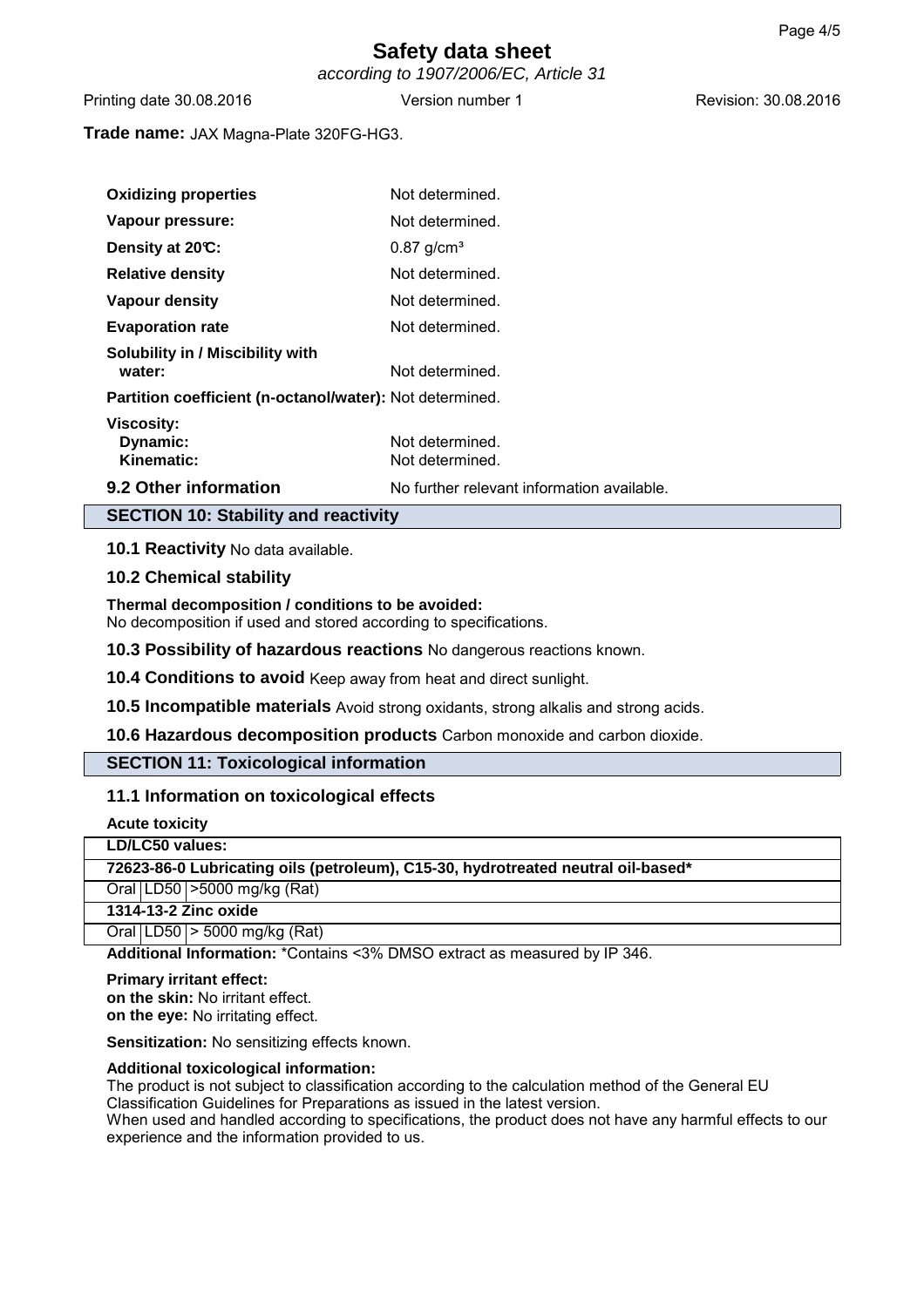**Trade name:** JAX Magna-Plate 320FG-HG3.

| | |
|---|---|
| **Oxidizing properties** | Not determined. |
| **Vapour pressure:** | Not determined. |
| **Density at 20°C:** | 0.87 g/cm³ |
| **Relative density** | Not determined. |
| **Vapour density** | Not determined. |
| **Evaporation rate** | Not determined. |
| **Solubility in / Miscibility with water:** | Not determined. |
| **Partition coefficient (n-octanol/water):** | Not determined. |
| **Viscosity:** | |
| **Dynamic:** | Not determined. |
| **Kinematic:** | Not determined. |

**9.2 Other information** No further relevant information available.

## SECTION 10: Stability and reactivity

**10.1 Reactivity** No data available.

**10.2 Chemical stability**

**Thermal decomposition / conditions to be avoided:**
No decomposition if used and stored according to specifications.

**10.3 Possibility of hazardous reactions** No dangerous reactions known.

**10.4 Conditions to avoid** Keep away from heat and direct sunlight.

**10.5 Incompatible materials** Avoid strong oxidants, strong alkalis and strong acids.

**10.6 Hazardous decomposition products** Carbon monoxide and carbon dioxide.

## SECTION 11: Toxicological information

### 11.1 Information on toxicological effects

**Acute toxicity**

| **LD/LC50 values:** | | |
|---|---|---|
| **72623-86-0 Lubricating oils (petroleum), C15-30, hydrotreated neutral oil-based*** | | |
| Oral | LD50 | >5000 mg/kg (Rat) |
| **1314-13-2 Zinc oxide** | | |
| Oral | LD50 | > 5000 mg/kg (Rat) |

**Additional Information:** *Contains <3% DMSO extract as measured by IP 346.

**Primary irritant effect:**
**on the skin:** No irritant effect.
**on the eye:** No irritating effect.

**Sensitization:** No sensitizing effects known.

**Additional toxicological information:**
The product is not subject to classification according to the calculation method of the General EU Classification Guidelines for Preparations as issued in the latest version.
When used and handled according to specifications, the product does not have any harmful effects to our experience and the information provided to us.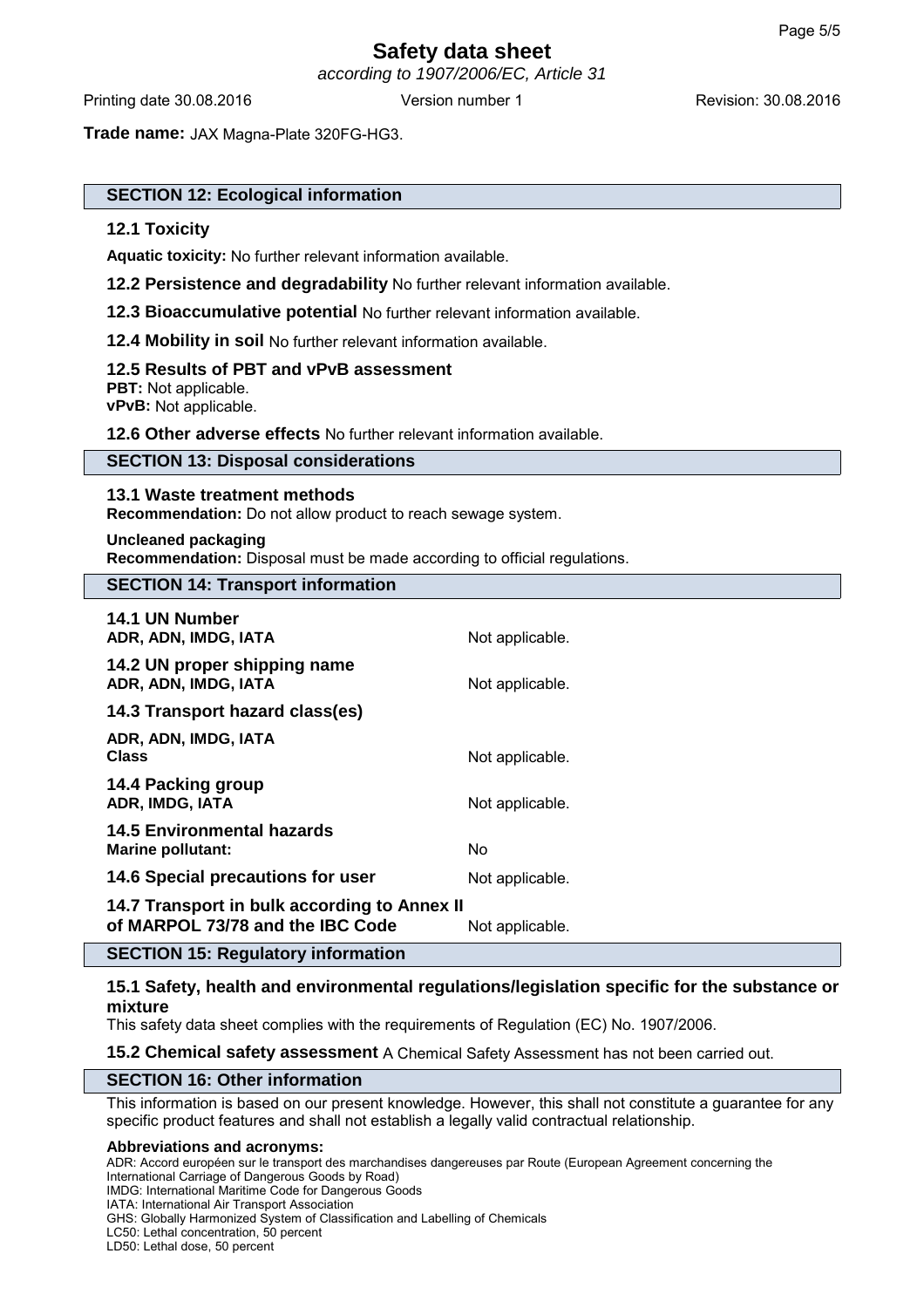**Trade name:** JAX Magna-Plate 320FG-HG3.

## SECTION 12: Ecological information

### 12.1 Toxicity

**Aquatic toxicity:** No further relevant information available.

**12.2 Persistence and degradability** No further relevant information available.

**12.3 Bioaccumulative potential** No further relevant information available.

**12.4 Mobility in soil** No further relevant information available.

**12.5 Results of PBT and vPvB assessment**
**PBT:** Not applicable.
**vPvB:** Not applicable.

**12.6 Other adverse effects** No further relevant information available.

## SECTION 13: Disposal considerations

**13.1 Waste treatment methods**
**Recommendation:** Do not allow product to reach sewage system.

**Uncleaned packaging**
**Recommendation:** Disposal must be made according to official regulations.

## SECTION 14: Transport information

| | |
|---|---|
| **14.1 UN Number** | |
| **ADR, ADN, IMDG, IATA** | Not applicable. |
| **14.2 UN proper shipping name** | |
| **ADR, ADN, IMDG, IATA** | Not applicable. |
| **14.3 Transport hazard class(es)** | |
| **ADR, ADN, IMDG, IATA** | |
| **Class** | Not applicable. |
| **14.4 Packing group** | |
| **ADR, IMDG, IATA** | Not applicable. |
| **14.5 Environmental hazards** | |
| **Marine pollutant:** | No |
| **14.6 Special precautions for user** | Not applicable. |
| **14.7 Transport in bulk according to Annex II of MARPOL 73/78 and the IBC Code** | Not applicable. |

## SECTION 15: Regulatory information

**15.1 Safety, health and environmental regulations/legislation specific for the substance or mixture**
This safety data sheet complies with the requirements of Regulation (EC) No. 1907/2006.

**15.2 Chemical safety assessment** A Chemical Safety Assessment has not been carried out.

## SECTION 16: Other information

This information is based on our present knowledge. However, this shall not constitute a guarantee for any specific product features and shall not establish a legally valid contractual relationship.

**Abbreviations and acronyms:**
ADR: Accord européen sur le transport des marchandises dangereuses par Route (European Agreement concerning the International Carriage of Dangerous Goods by Road)
IMDG: International Maritime Code for Dangerous Goods
IATA: International Air Transport Association
GHS: Globally Harmonized System of Classification and Labelling of Chemicals
LC50: Lethal concentration, 50 percent
LD50: Lethal dose, 50 percent